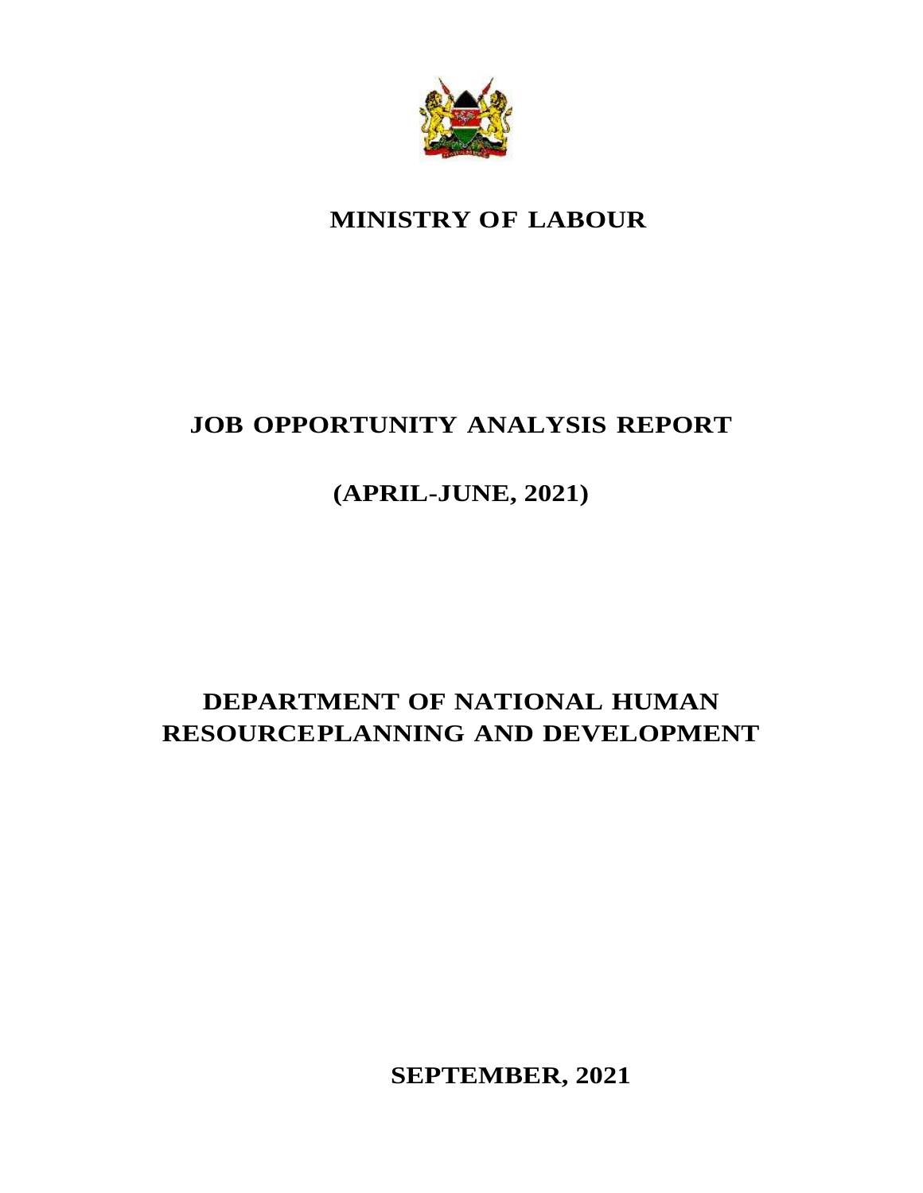# MINISTRY OF LABOUR

# JOB OPPORTUNITY ANALYSIS REPORT

# (APRIL-JUNE, 2021)

# DEPARTMENT OF NATIONAL HUMAN RESOURCEPLANNING AND DEVELOPMENT

**SEPTEMBER, 2021**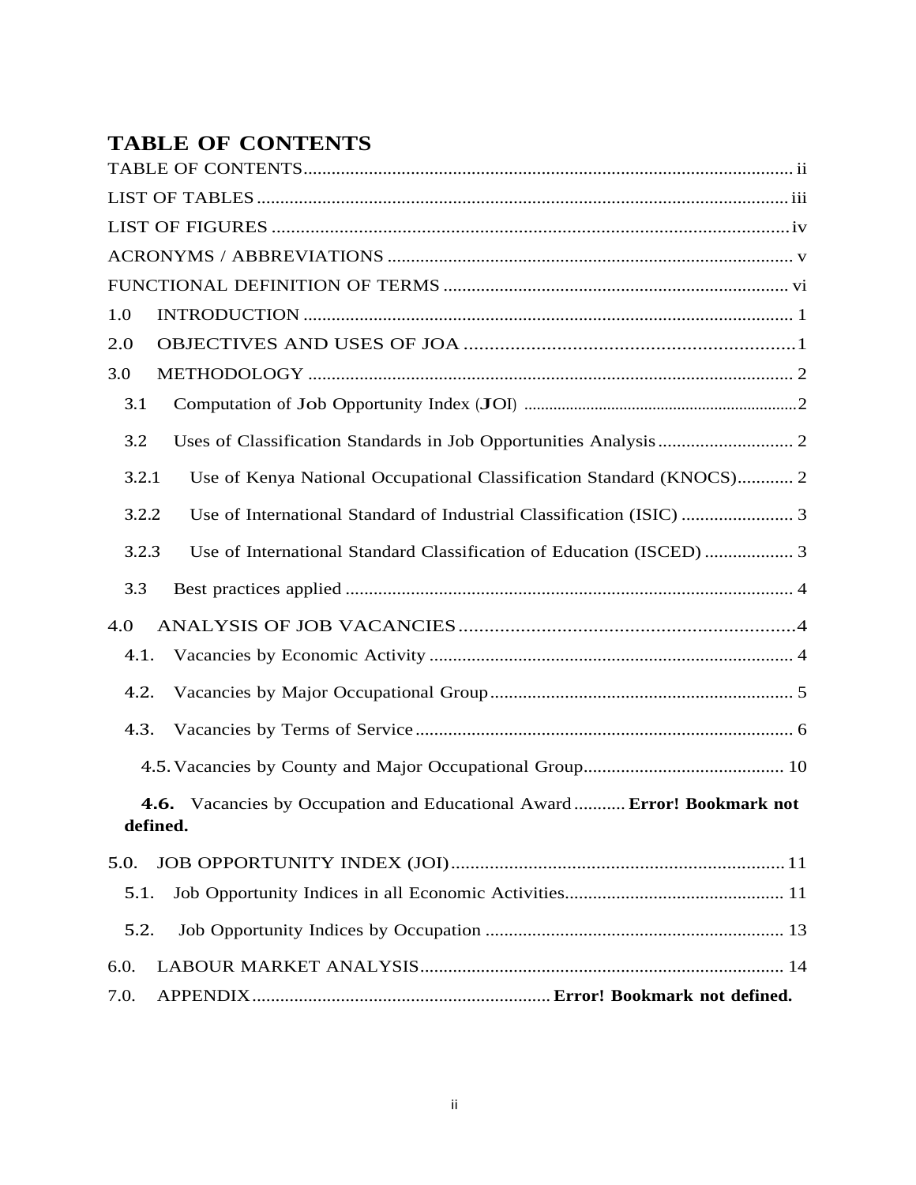# TABLE OF CONTENTS

TABLE OF CONTENTS........................................................................................................ ii

LIST OF TABLES................................................................................................................ iii

LIST OF FIGURES ............................................................................................................ iv

ACRONYMS / ABBREVIATIONS ...................................................................................... v

FUNCTIONAL DEFINITION OF TERMS ......................................................................... vi

1.0 INTRODUCTION ........................................................................................................ 1

2.0 OBJECTIVES AND USES OF JOA ...............................................................................1

3.0 METHODOLOGY ....................................................................................................... 2

3.1 Computation of Job Opportunity Index (JOI) ..................................................................2

3.2 Uses of Classification Standards in Job Opportunities Analysis ............................ 2

3.2.1 Use of Kenya National Occupational Classification Standard (KNOCS)............ 2

3.2.2 Use of International Standard of Industrial Classification (ISIC) ........................ 3

3.2.3 Use of International Standard Classification of Education (ISCED) .................. 3

3.3 Best practices applied ............................................................................................... 4

4.0 ANALYSIS OF JOB VACANCIES..................................................................................4

4.1. Vacancies by Economic Activity .............................................................................. 4

4.2. Vacancies by Major Occupational Group................................................................. 5

4.3. Vacancies by Terms of Service ................................................................................ 6

4.5. Vacancies by County and Major Occupational Group........................................... 10

**4.6.** Vacancies by Occupation and Educational Award ........... **Error! Bookmark not defined.**

5.0. JOB OPPORTUNITY INDEX (JOI).....................................................................11

5.1. Job Opportunity Indices in all Economic Activities............................................... 11

5.2. Job Opportunity Indices by Occupation ............................................................... 13

6.0. LABOUR MARKET ANALYSIS.............................................................................. 14

7.0. APPENDIX............................................................... **Error! Bookmark not defined.**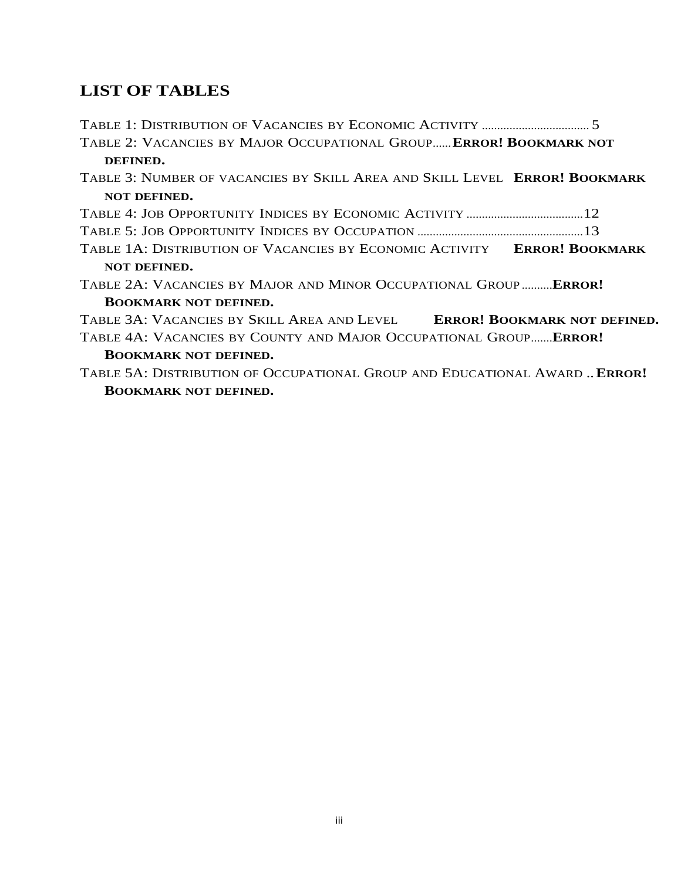## LIST OF TABLES

TABLE 1: DISTRIBUTION OF VACANCIES BY ECONOMIC ACTIVITY .................................. 5
TABLE 2: VACANCIES BY MAJOR OCCUPATIONAL GROUP...... **ERROR! BOOKMARK NOT DEFINED.**
TABLE 3: NUMBER OF VACANCIES BY SKILL AREA AND SKILL LEVEL **ERROR! BOOKMARK NOT DEFINED.**
TABLE 4: JOB OPPORTUNITY INDICES BY ECONOMIC ACTIVITY ......................................12
TABLE 5: JOB OPPORTUNITY INDICES BY OCCUPATION ......................................................13
TABLE 1A: DISTRIBUTION OF VACANCIES BY ECONOMIC ACTIVITY **ERROR! BOOKMARK NOT DEFINED.**
TABLE 2A: VACANCIES BY MAJOR AND MINOR OCCUPATIONAL GROUP .......... **ERROR! BOOKMARK NOT DEFINED.**
TABLE 3A: VACANCIES BY SKILL AREA AND LEVEL **ERROR! BOOKMARK NOT DEFINED.**
TABLE 4A: VACANCIES BY COUNTY AND MAJOR OCCUPATIONAL GROUP....... **ERROR! BOOKMARK NOT DEFINED.**
TABLE 5A: DISTRIBUTION OF OCCUPATIONAL GROUP AND EDUCATIONAL AWARD .. **ERROR! BOOKMARK NOT DEFINED.**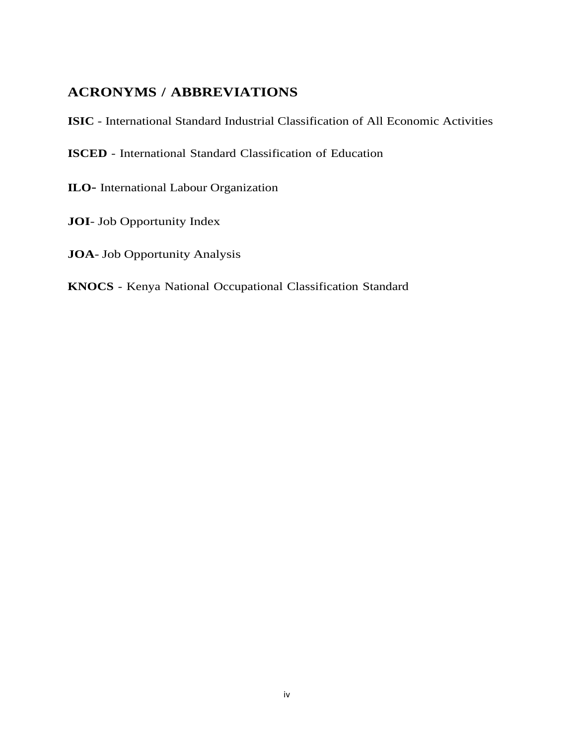## ACRONYMS / ABBREVIATIONS

**ISIC** - International Standard Industrial Classification of All Economic Activities

**ISCED** - International Standard Classification of Education

**ILO-** International Labour Organization

**JOI**- Job Opportunity Index

**JOA**- Job Opportunity Analysis

**KNOCS** - Kenya National Occupational Classification Standard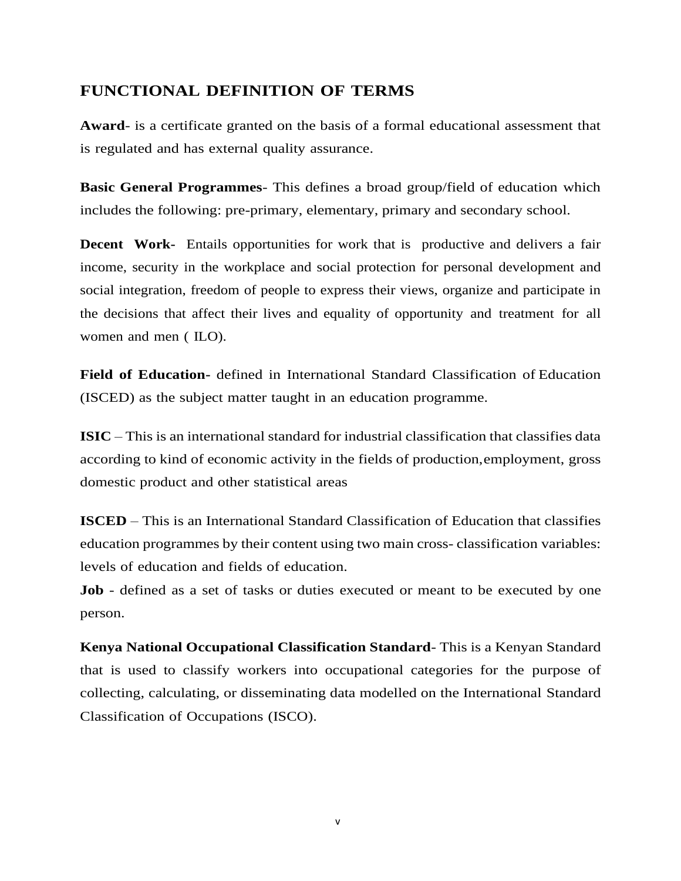## FUNCTIONAL DEFINITION OF TERMS

**Award**- is a certificate granted on the basis of a formal educational assessment that is regulated and has external quality assurance.

**Basic General Programmes**- This defines a broad group/field of education which includes the following: pre-primary, elementary, primary and secondary school.

**Decent Work-** Entails opportunities for work that is productive and delivers a fair income, security in the workplace and social protection for personal development and social integration, freedom of people to express their views, organize and participate in the decisions that affect their lives and equality of opportunity and treatment for all women and men ( ILO).

**Field of Education-** defined in International Standard Classification of Education (ISCED) as the subject matter taught in an education programme.

**ISIC** – This is an international standard for industrial classification that classifies data according to kind of economic activity in the fields of production, employment, gross domestic product and other statistical areas

**ISCED** – This is an International Standard Classification of Education that classifies education programmes by their content using two main cross- classification variables: levels of education and fields of education.

**Job** - defined as a set of tasks or duties executed or meant to be executed by one person.

**Kenya National Occupational Classification Standard**- This is a Kenyan Standard that is used to classify workers into occupational categories for the purpose of collecting, calculating, or disseminating data modelled on the International Standard Classification of Occupations (ISCO).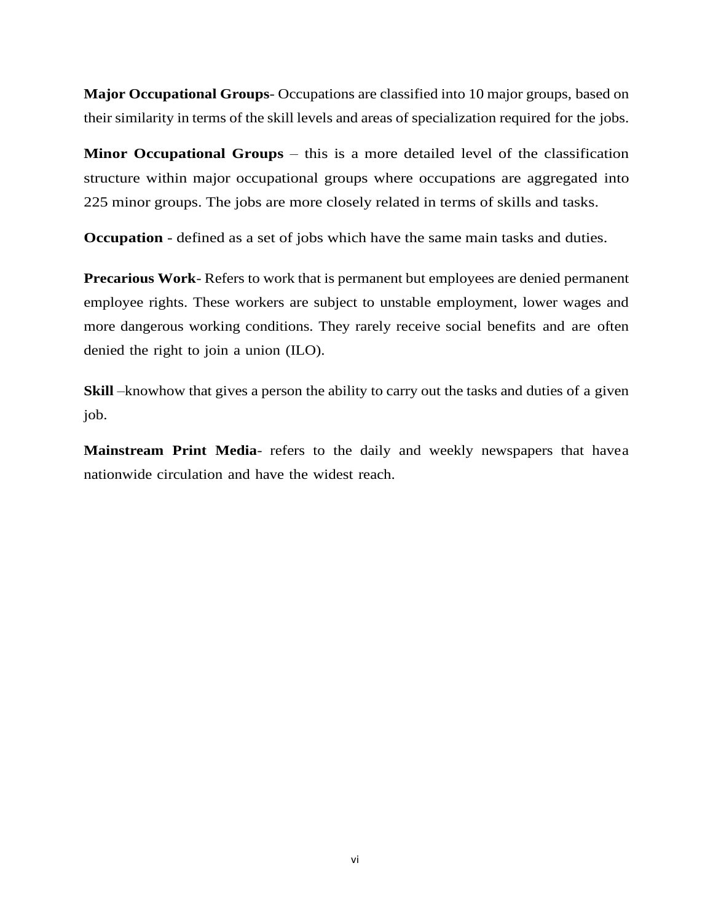**Major Occupational Groups**- Occupations are classified into 10 major groups, based on their similarity in terms of the skill levels and areas of specialization required for the jobs.

**Minor Occupational Groups** – this is a more detailed level of the classification structure within major occupational groups where occupations are aggregated into 225 minor groups. The jobs are more closely related in terms of skills and tasks.

**Occupation** - defined as a set of jobs which have the same main tasks and duties.

**Precarious Work**- Refers to work that is permanent but employees are denied permanent employee rights. These workers are subject to unstable employment, lower wages and more dangerous working conditions. They rarely receive social benefits and are often denied the right to join a union (ILO).

**Skill** –knowhow that gives a person the ability to carry out the tasks and duties of a given job.

**Mainstream Print Media**- refers to the daily and weekly newspapers that havea nationwide circulation and have the widest reach.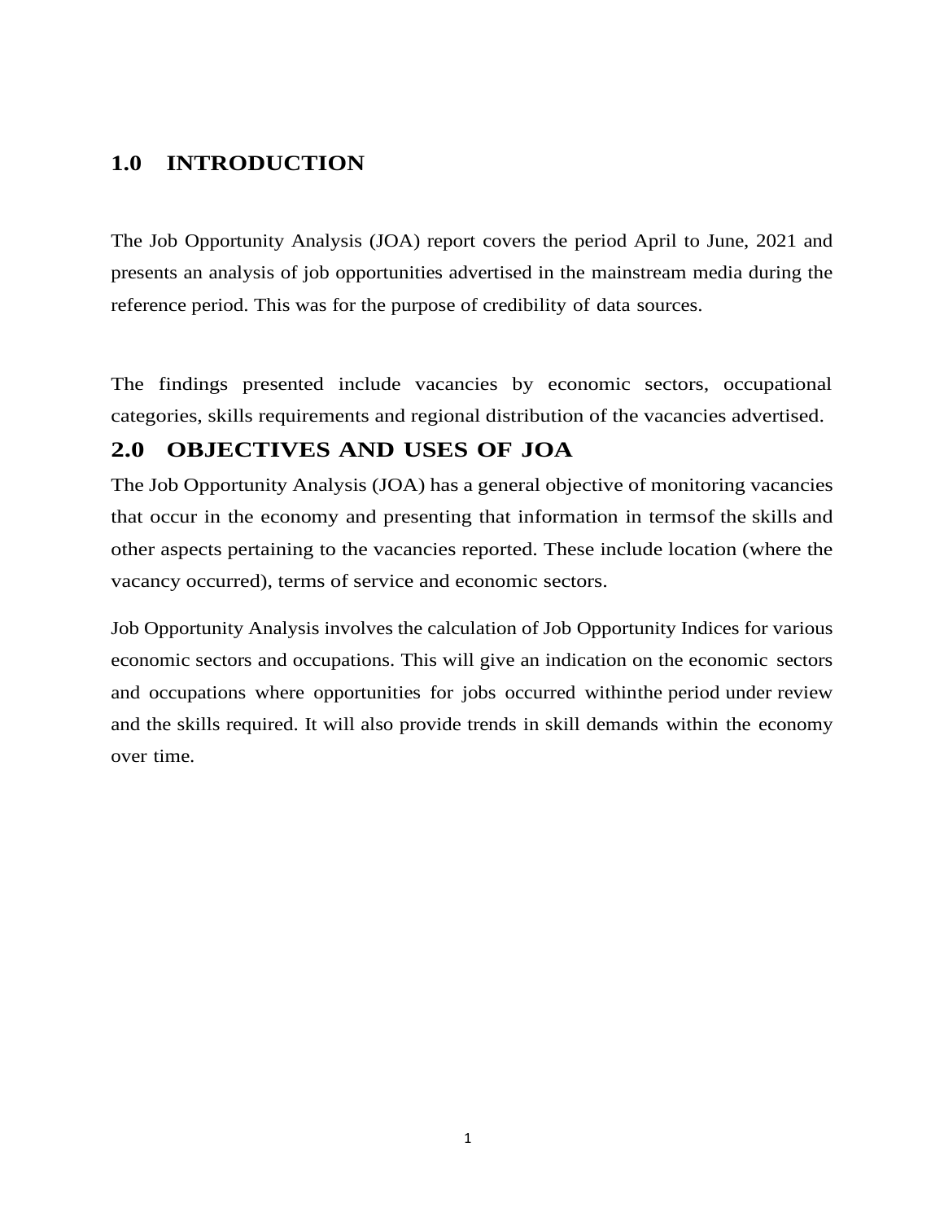## 1.0 INTRODUCTION

The Job Opportunity Analysis (JOA) report covers the period April to June, 2021 and presents an analysis of job opportunities advertised in the mainstream media during the reference period. This was for the purpose of credibility of data sources.

The findings presented include vacancies by economic sectors, occupational categories, skills requirements and regional distribution of the vacancies advertised.

## 2.0 OBJECTIVES AND USES OF JOA

The Job Opportunity Analysis (JOA) has a general objective of monitoring vacancies that occur in the economy and presenting that information in termsof the skills and other aspects pertaining to the vacancies reported. These include location (where the vacancy occurred), terms of service and economic sectors.

Job Opportunity Analysis involves the calculation of Job Opportunity Indices for various economic sectors and occupations. This will give an indication on the economic sectors and occupations where opportunities for jobs occurred withinthe period under review and the skills required. It will also provide trends in skill demands within the economy over time.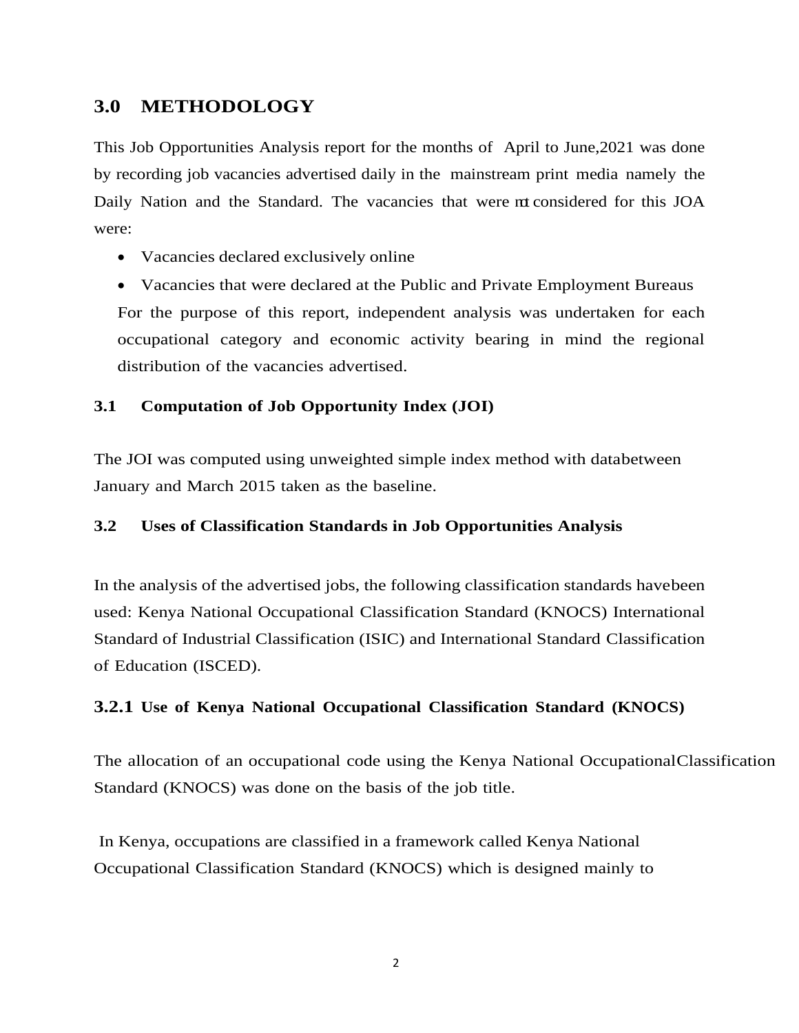# 3.0 METHODOLOGY

This Job Opportunities Analysis report for the months of April to June,2021 was done by recording job vacancies advertised daily in the mainstream print media namely the Daily Nation and the Standard. The vacancies that were not considered for this JOA were:

- Vacancies declared exclusively online
- Vacancies that were declared at the Public and Private Employment Bureaus

For the purpose of this report, independent analysis was undertaken for each occupational category and economic activity bearing in mind the regional distribution of the vacancies advertised.

## 3.1 Computation of Job Opportunity Index (JOI)

The JOI was computed using unweighted simple index method with databetween January and March 2015 taken as the baseline.

## 3.2 Uses of Classification Standards in Job Opportunities Analysis

In the analysis of the advertised jobs, the following classification standards havebeen used: Kenya National Occupational Classification Standard (KNOCS) International Standard of Industrial Classification (ISIC) and International Standard Classification of Education (ISCED).

### 3.2.1 Use of Kenya National Occupational Classification Standard (KNOCS)

The allocation of an occupational code using the Kenya National OccupationalClassification Standard (KNOCS) was done on the basis of the job title.

In Kenya, occupations are classified in a framework called Kenya National Occupational Classification Standard (KNOCS) which is designed mainly to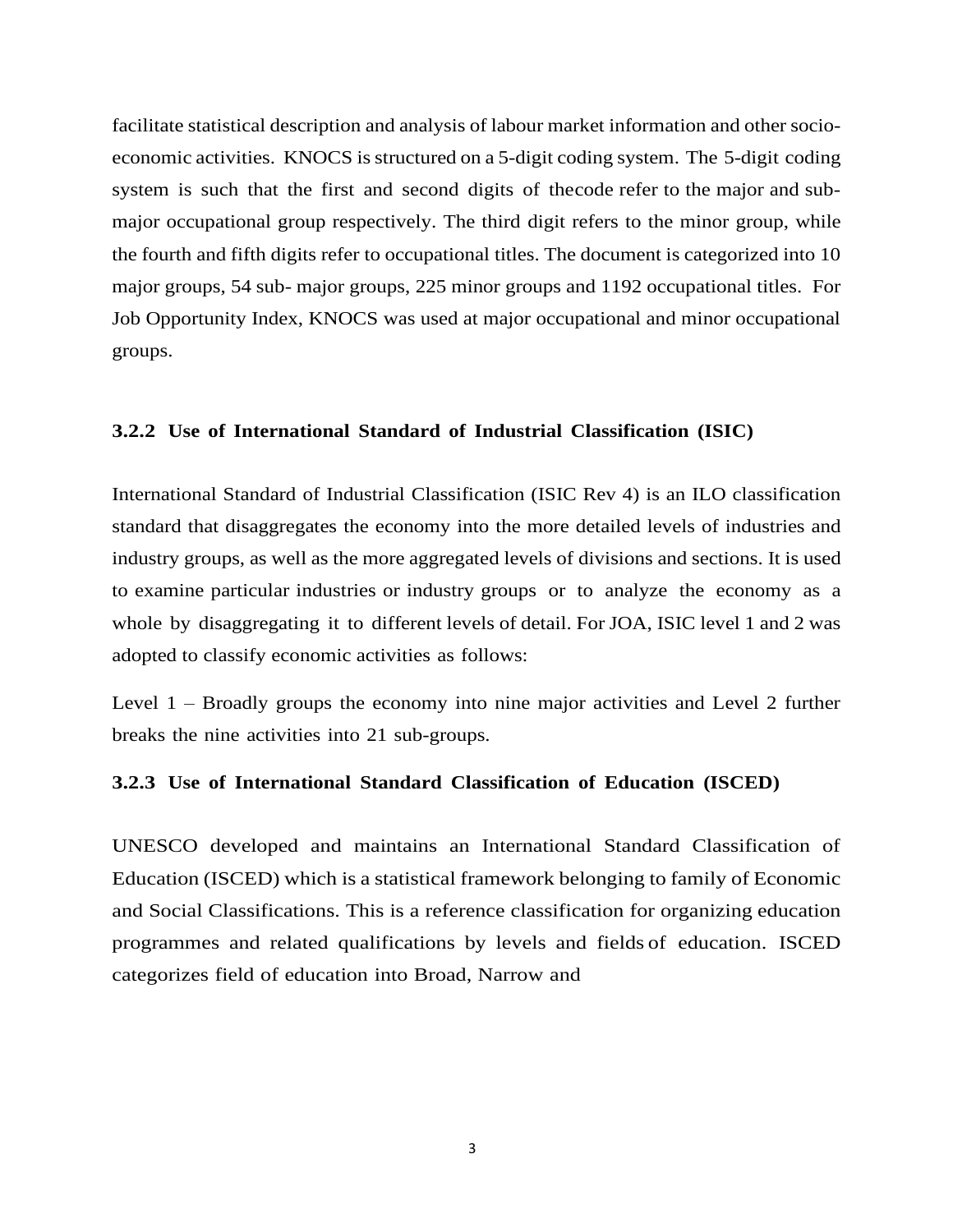facilitate statistical description and analysis of labour market information and other socio-economic activities. KNOCS is structured on a 5-digit coding system. The 5-digit coding system is such that the first and second digits of thecode refer to the major and sub-major occupational group respectively. The third digit refers to the minor group, while the fourth and fifth digits refer to occupational titles. The document is categorized into 10 major groups, 54 sub- major groups, 225 minor groups and 1192 occupational titles. For Job Opportunity Index, KNOCS was used at major occupational and minor occupational groups.

### 3.2.2 Use of International Standard of Industrial Classification (ISIC)

International Standard of Industrial Classification (ISIC Rev 4) is an ILO classification standard that disaggregates the economy into the more detailed levels of industries and industry groups, as well as the more aggregated levels of divisions and sections. It is used to examine particular industries or industry groups or to analyze the economy as a whole by disaggregating it to different levels of detail. For JOA, ISIC level 1 and 2 was adopted to classify economic activities as follows:

Level 1 – Broadly groups the economy into nine major activities and Level 2 further breaks the nine activities into 21 sub-groups.

### 3.2.3 Use of International Standard Classification of Education (ISCED)

UNESCO developed and maintains an International Standard Classification of Education (ISCED) which is a statistical framework belonging to family of Economic and Social Classifications. This is a reference classification for organizing education programmes and related qualifications by levels and fields of education. ISCED categorizes field of education into Broad, Narrow and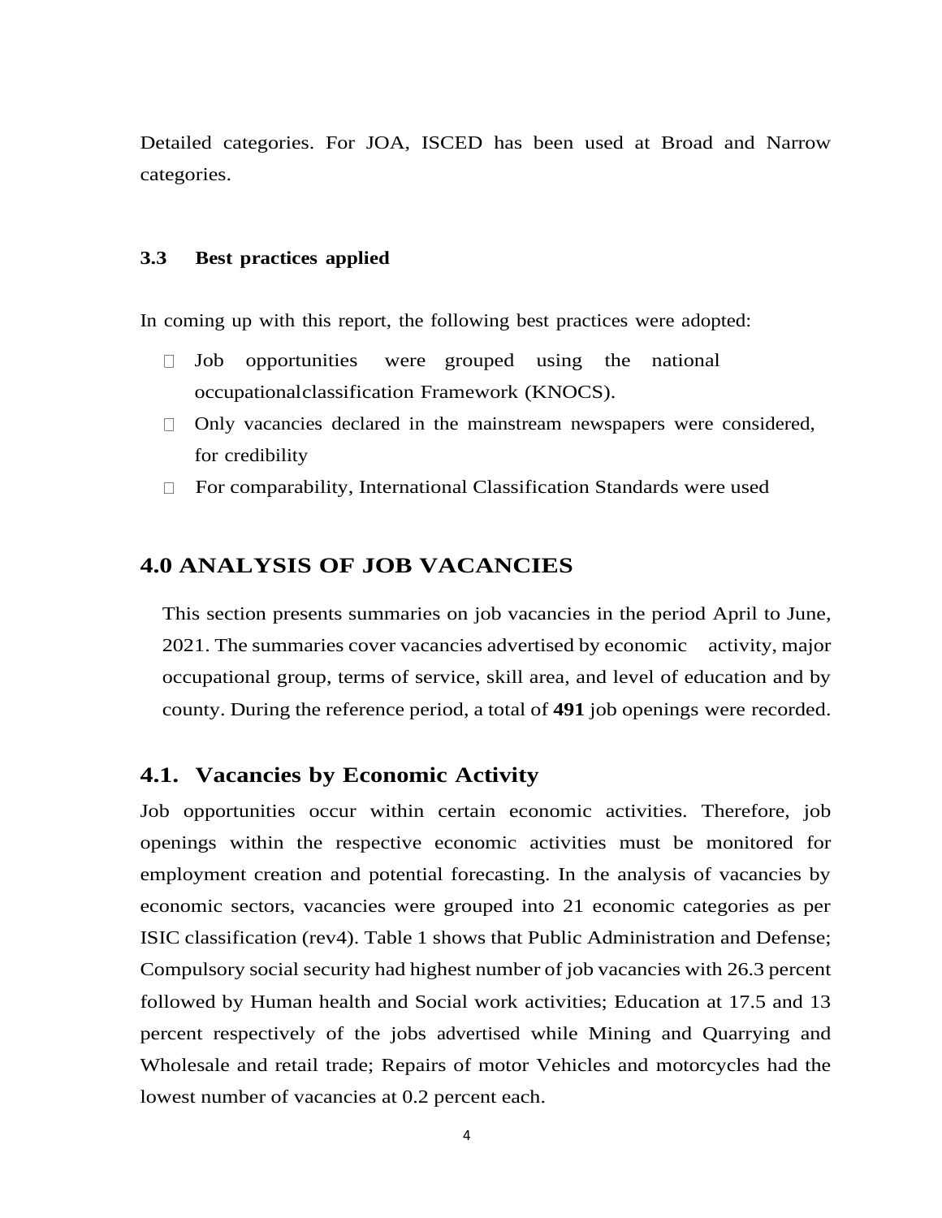Detailed categories. For JOA, ISCED has been used at Broad and Narrow categories.

### 3.3 Best practices applied

In coming up with this report, the following best practices were adopted:

- Job opportunities were grouped using the national occupationalclassification Framework (KNOCS).
- Only vacancies declared in the mainstream newspapers were considered, for credibility
- For comparability, International Classification Standards were used

# 4.0 ANALYSIS OF JOB VACANCIES

This section presents summaries on job vacancies in the period April to June, 2021. The summaries cover vacancies advertised by economic activity, major occupational group, terms of service, skill area, and level of education and by county. During the reference period, a total of **491** job openings were recorded.

## 4.1. Vacancies by Economic Activity

Job opportunities occur within certain economic activities. Therefore, job openings within the respective economic activities must be monitored for employment creation and potential forecasting. In the analysis of vacancies by economic sectors, vacancies were grouped into 21 economic categories as per ISIC classification (rev4). Table 1 shows that Public Administration and Defense; Compulsory social security had highest number of job vacancies with 26.3 percent followed by Human health and Social work activities; Education at 17.5 and 13 percent respectively of the jobs advertised while Mining and Quarrying and Wholesale and retail trade; Repairs of motor Vehicles and motorcycles had the lowest number of vacancies at 0.2 percent each.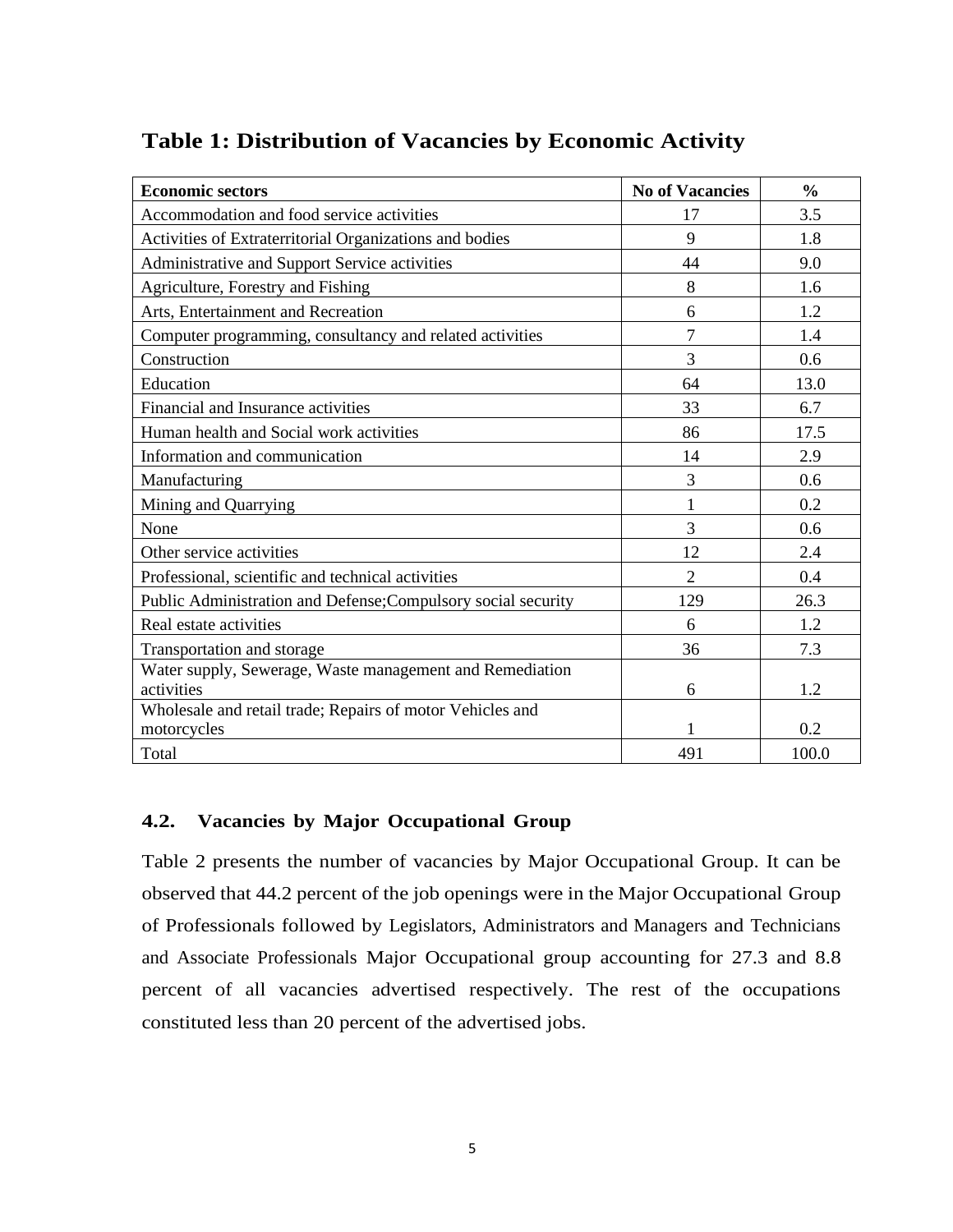## Table 1: Distribution of Vacancies by Economic Activity

| Economic sectors | No of Vacancies | % |
|---|---|---|
| Accommodation and food service activities | 17 | 3.5 |
| Activities of Extraterritorial Organizations and bodies | 9 | 1.8 |
| Administrative and Support Service activities | 44 | 9.0 |
| Agriculture, Forestry and Fishing | 8 | 1.6 |
| Arts, Entertainment and Recreation | 6 | 1.2 |
| Computer programming, consultancy and related activities | 7 | 1.4 |
| Construction | 3 | 0.6 |
| Education | 64 | 13.0 |
| Financial and Insurance activities | 33 | 6.7 |
| Human health and Social work activities | 86 | 17.5 |
| Information and communication | 14 | 2.9 |
| Manufacturing | 3 | 0.6 |
| Mining and Quarrying | 1 | 0.2 |
| None | 3 | 0.6 |
| Other service activities | 12 | 2.4 |
| Professional, scientific and technical activities | 2 | 0.4 |
| Public Administration and Defense;Compulsory social security | 129 | 26.3 |
| Real estate activities | 6 | 1.2 |
| Transportation and storage | 36 | 7.3 |
| Water supply, Sewerage, Waste management and Remediation activities | 6 | 1.2 |
| Wholesale and retail trade; Repairs of motor Vehicles and motorcycles | 1 | 0.2 |
| Total | 491 | 100.0 |

### 4.2. Vacancies by Major Occupational Group

Table 2 presents the number of vacancies by Major Occupational Group. It can be observed that 44.2 percent of the job openings were in the Major Occupational Group of Professionals followed by Legislators, Administrators and Managers and Technicians and Associate Professionals Major Occupational group accounting for 27.3 and 8.8 percent of all vacancies advertised respectively. The rest of the occupations constituted less than 20 percent of the advertised jobs.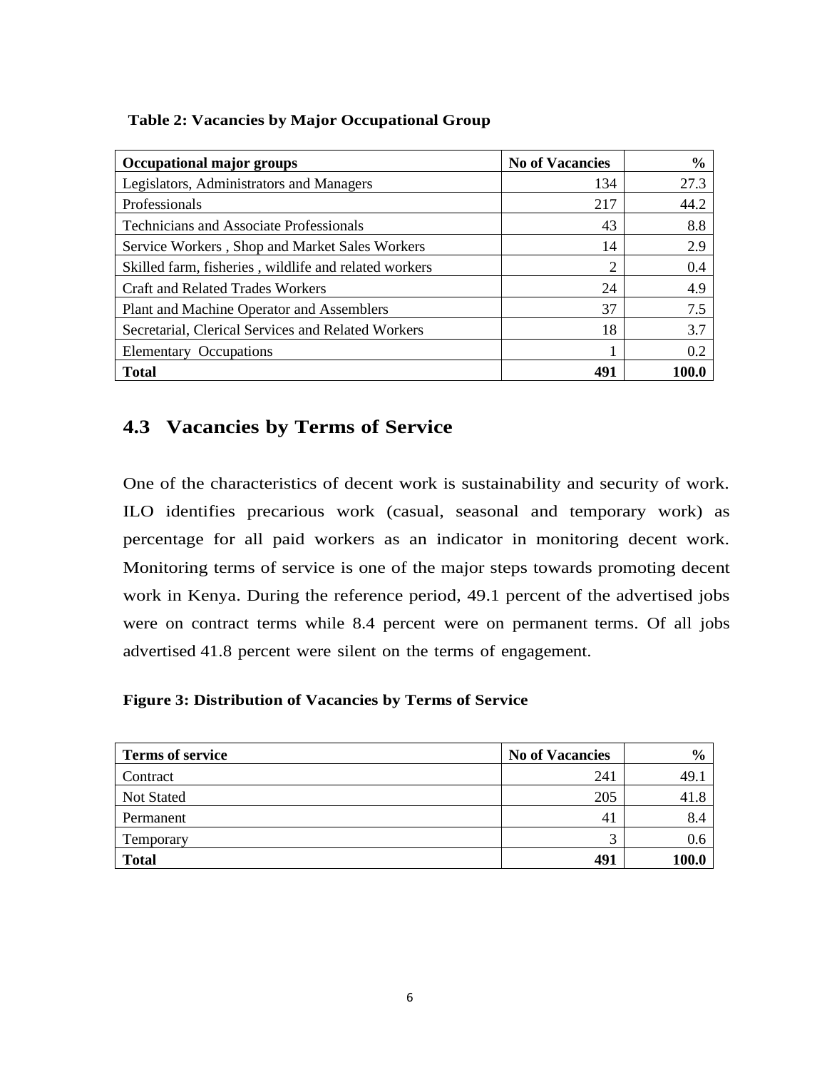**Table 2: Vacancies by Major Occupational Group**

| Occupational major groups | No of Vacancies | % |
|---|---|---|
| Legislators, Administrators and Managers | 134 | 27.3 |
| Professionals | 217 | 44.2 |
| Technicians and Associate Professionals | 43 | 8.8 |
| Service Workers , Shop and Market Sales Workers | 14 | 2.9 |
| Skilled farm, fisheries , wildlife and related workers | 2 | 0.4 |
| Craft and Related Trades Workers | 24 | 4.9 |
| Plant and Machine Operator and Assemblers | 37 | 7.5 |
| Secretarial, Clerical Services and Related Workers | 18 | 3.7 |
| Elementary Occupations | 1 | 0.2 |
| **Total** | **491** | **100.0** |

## 4.3 Vacancies by Terms of Service

One of the characteristics of decent work is sustainability and security of work. ILO identifies precarious work (casual, seasonal and temporary work) as percentage for all paid workers as an indicator in monitoring decent work. Monitoring terms of service is one of the major steps towards promoting decent work in Kenya. During the reference period, 49.1 percent of the advertised jobs were on contract terms while 8.4 percent were on permanent terms. Of all jobs advertised 41.8 percent were silent on the terms of engagement.

**Figure 3: Distribution of Vacancies by Terms of Service**

| Terms of service | No of Vacancies | % |
|---|---|---|
| Contract | 241 | 49.1 |
| Not Stated | 205 | 41.8 |
| Permanent | 41 | 8.4 |
| Temporary | 3 | 0.6 |
| **Total** | **491** | **100.0** |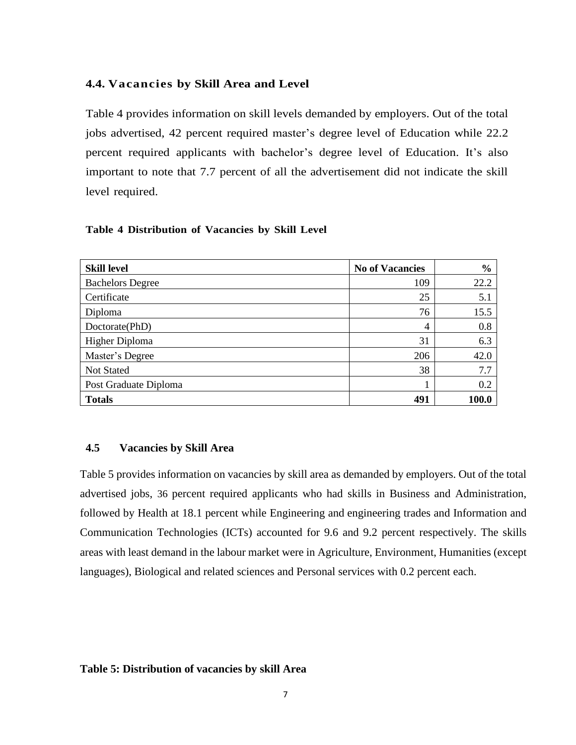### 4.4. Vacancies by Skill Area and Level

Table 4 provides information on skill levels demanded by employers. Out of the total jobs advertised, 42 percent required master's degree level of Education while 22.2 percent required applicants with bachelor's degree level of Education. It's also important to note that 7.7 percent of all the advertisement did not indicate the skill level required.

**Table 4 Distribution of Vacancies by Skill Level**

| Skill level | No of Vacancies | % |
|---|---|---|
| Bachelors Degree | 109 | 22.2 |
| Certificate | 25 | 5.1 |
| Diploma | 76 | 15.5 |
| Doctorate(PhD) | 4 | 0.8 |
| Higher Diploma | 31 | 6.3 |
| Master's Degree | 206 | 42.0 |
| Not Stated | 38 | 7.7 |
| Post Graduate Diploma | 1 | 0.2 |
| **Totals** | **491** | **100.0** |

### 4.5 Vacancies by Skill Area

Table 5 provides information on vacancies by skill area as demanded by employers. Out of the total advertised jobs, 36 percent required applicants who had skills in Business and Administration, followed by Health at 18.1 percent while Engineering and engineering trades and Information and Communication Technologies (ICTs) accounted for 9.6 and 9.2 percent respectively. The skills areas with least demand in the labour market were in Agriculture, Environment, Humanities (except languages), Biological and related sciences and Personal services with 0.2 percent each.

**Table 5: Distribution of vacancies by skill Area**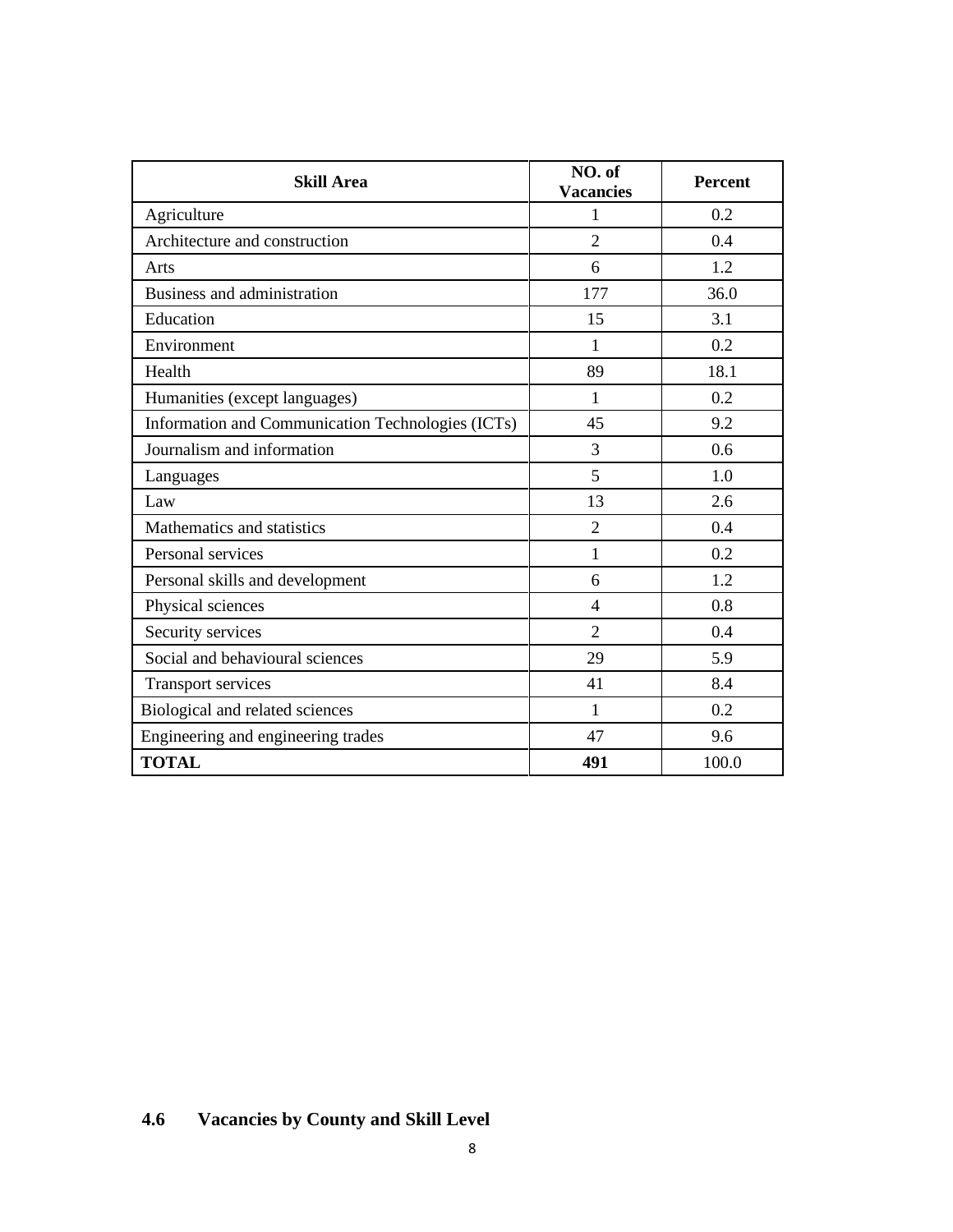| Skill Area | NO. of Vacancies | Percent |
| --- | --- | --- |
| Agriculture | 1 | 0.2 |
| Architecture and construction | 2 | 0.4 |
| Arts | 6 | 1.2 |
| Business and administration | 177 | 36.0 |
| Education | 15 | 3.1 |
| Environment | 1 | 0.2 |
| Health | 89 | 18.1 |
| Humanities (except languages) | 1 | 0.2 |
| Information and Communication Technologies (ICTs) | 45 | 9.2 |
| Journalism and information | 3 | 0.6 |
| Languages | 5 | 1.0 |
| Law | 13 | 2.6 |
| Mathematics and statistics | 2 | 0.4 |
| Personal services | 1 | 0.2 |
| Personal skills and development | 6 | 1.2 |
| Physical sciences | 4 | 0.8 |
| Security services | 2 | 0.4 |
| Social and behavioural sciences | 29 | 5.9 |
| Transport services | 41 | 8.4 |
| Biological and related sciences | 1 | 0.2 |
| Engineering and engineering trades | 47 | 9.6 |
| **TOTAL** | **491** | 100.0 |

## 4.6 Vacancies by County and Skill Level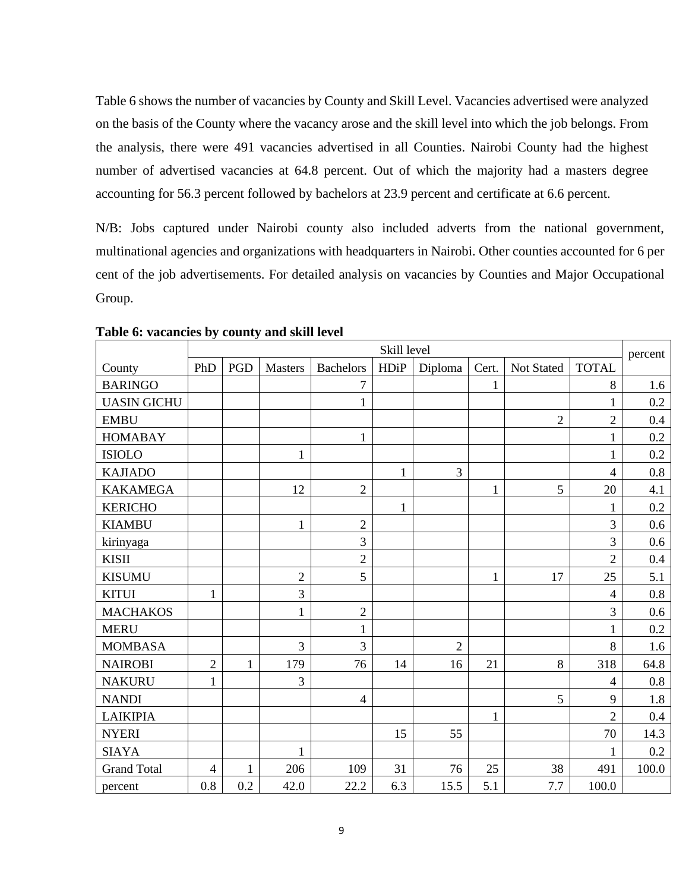Table 6 shows the number of vacancies by County and Skill Level. Vacancies advertised were analyzed on the basis of the County where the vacancy arose and the skill level into which the job belongs. From the analysis, there were 491 vacancies advertised in all Counties. Nairobi County had the highest number of advertised vacancies at 64.8 percent. Out of which the majority had a masters degree accounting for 56.3 percent followed by bachelors at 23.9 percent and certificate at 6.6 percent.

N/B: Jobs captured under Nairobi county also included adverts from the national government, multinational agencies and organizations with headquarters in Nairobi. Other counties accounted for 6 per cent of the job advertisements. For detailed analysis on vacancies by Counties and Major Occupational Group.

**Table 6: vacancies by county and skill level**

| | Skill level | | | | | | | | | percent |
|---|---|---|---|---|---|---|---|---|---|---|
| County | PhD | PGD | Masters | Bachelors | HDiP | Diploma | Cert. | Not Stated | TOTAL | |
| BARINGO | | | | 7 | | | 1 | | 8 | 1.6 |
| UASIN GICHU | | | | 1 | | | | | 1 | 0.2 |
| EMBU | | | | | | | | 2 | 2 | 0.4 |
| HOMABAY | | | | 1 | | | | | 1 | 0.2 |
| ISIOLO | | | 1 | | | | | | 1 | 0.2 |
| KAJIADO | | | | | 1 | 3 | | | 4 | 0.8 |
| KAKAMEGA | | | 12 | 2 | | | 1 | 5 | 20 | 4.1 |
| KERICHO | | | | | 1 | | | | 1 | 0.2 |
| KIAMBU | | | 1 | 2 | | | | | 3 | 0.6 |
| kirinyaga | | | | 3 | | | | | 3 | 0.6 |
| KISII | | | | 2 | | | | | 2 | 0.4 |
| KISUMU | | | 2 | 5 | | | 1 | 17 | 25 | 5.1 |
| KITUI | 1 | | 3 | | | | | | 4 | 0.8 |
| MACHAKOS | | | 1 | 2 | | | | | 3 | 0.6 |
| MERU | | | | 1 | | | | | 1 | 0.2 |
| MOMBASA | | | 3 | 3 | | 2 | | | 8 | 1.6 |
| NAIROBI | 2 | 1 | 179 | 76 | 14 | 16 | 21 | 8 | 318 | 64.8 |
| NAKURU | 1 | | 3 | | | | | | 4 | 0.8 |
| NANDI | | | | 4 | | | | 5 | 9 | 1.8 |
| LAIKIPIA | | | | | | | 1 | | 2 | 0.4 |
| NYERI | | | | | 15 | 55 | | | 70 | 14.3 |
| SIAYA | | | 1 | | | | | | 1 | 0.2 |
| Grand Total | 4 | 1 | 206 | 109 | 31 | 76 | 25 | 38 | 491 | 100.0 |
| percent | 0.8 | 0.2 | 42.0 | 22.2 | 6.3 | 15.5 | 5.1 | 7.7 | 100.0 | |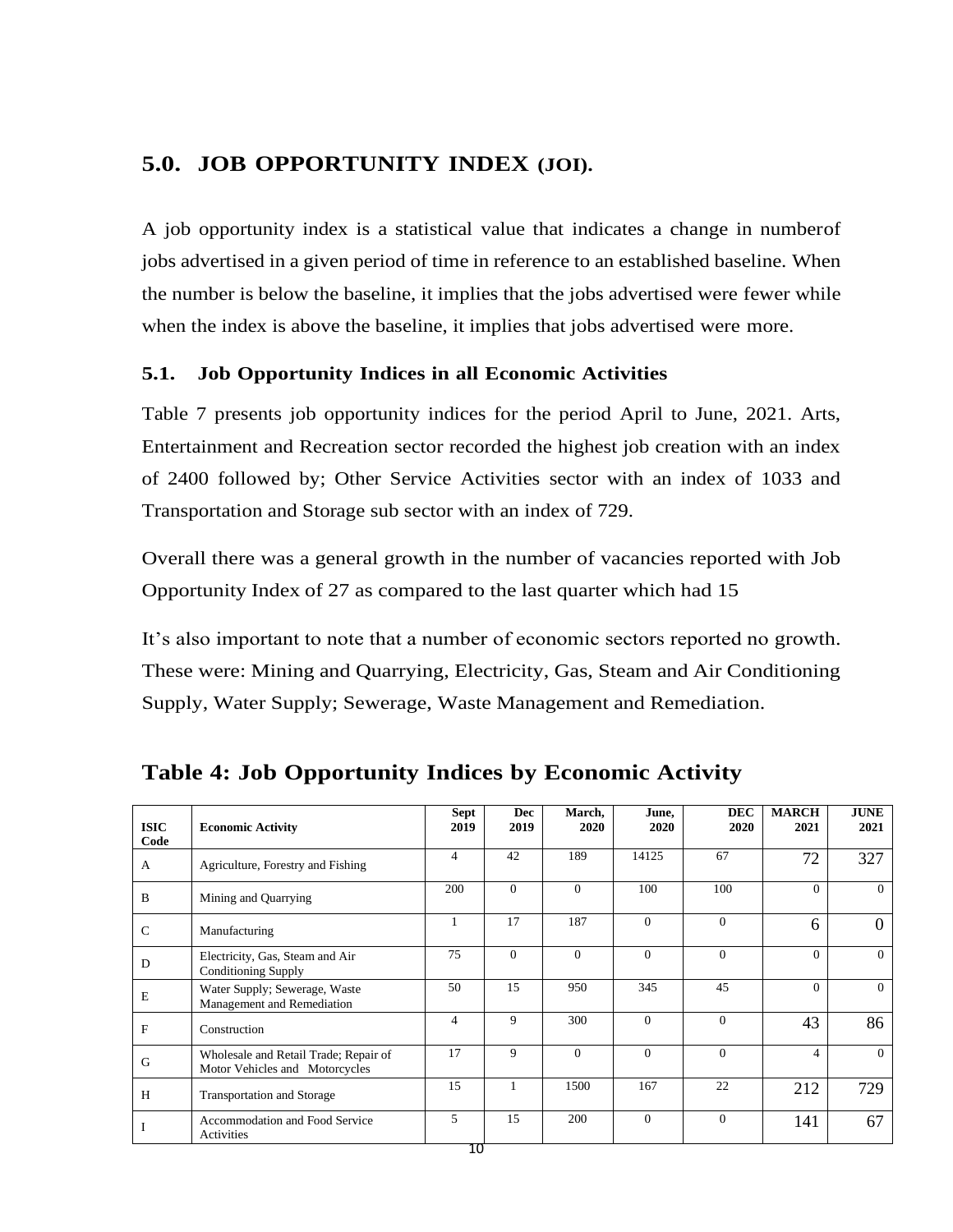## 5.0. JOB OPPORTUNITY INDEX (JOI).

A job opportunity index is a statistical value that indicates a change in numberof jobs advertised in a given period of time in reference to an established baseline. When the number is below the baseline, it implies that the jobs advertised were fewer while when the index is above the baseline, it implies that jobs advertised were more.

### 5.1. Job Opportunity Indices in all Economic Activities

Table 7 presents job opportunity indices for the period April to June, 2021. Arts, Entertainment and Recreation sector recorded the highest job creation with an index of 2400 followed by; Other Service Activities sector with an index of 1033 and Transportation and Storage sub sector with an index of 729.

Overall there was a general growth in the number of vacancies reported with Job Opportunity Index of 27 as compared to the last quarter which had 15

It's also important to note that a number of economic sectors reported no growth. These were: Mining and Quarrying, Electricity, Gas, Steam and Air Conditioning Supply, Water Supply; Sewerage, Waste Management and Remediation.

## Table 4: Job Opportunity Indices by Economic Activity

| ISIC Code | Economic Activity | Sept 2019 | Dec 2019 | March, 2020 | June, 2020 | DEC 2020 | MARCH 2021 | JUNE 2021 |
|---|---|---|---|---|---|---|---|---|
| A | Agriculture, Forestry and Fishing | 4 | 42 | 189 | 14125 | 67 | 72 | 327 |
| B | Mining and Quarrying | 200 | 0 | 0 | 100 | 100 | 0 | 0 |
| C | Manufacturing | 1 | 17 | 187 | 0 | 0 | 6 | 0 |
| D | Electricity, Gas, Steam and Air Conditioning Supply | 75 | 0 | 0 | 0 | 0 | 0 | 0 |
| E | Water Supply; Sewerage, Waste Management and Remediation | 50 | 15 | 950 | 345 | 45 | 0 | 0 |
| F | Construction | 4 | 9 | 300 | 0 | 0 | 43 | 86 |
| G | Wholesale and Retail Trade; Repair of Motor Vehicles and Motorcycles | 17 | 9 | 0 | 0 | 0 | 4 | 0 |
| H | Transportation and Storage | 15 | 1 | 1500 | 167 | 22 | 212 | 729 |
| I | Accommodation and Food Service Activities | 5 | 15 | 200 | 0 | 0 | 141 | 67 |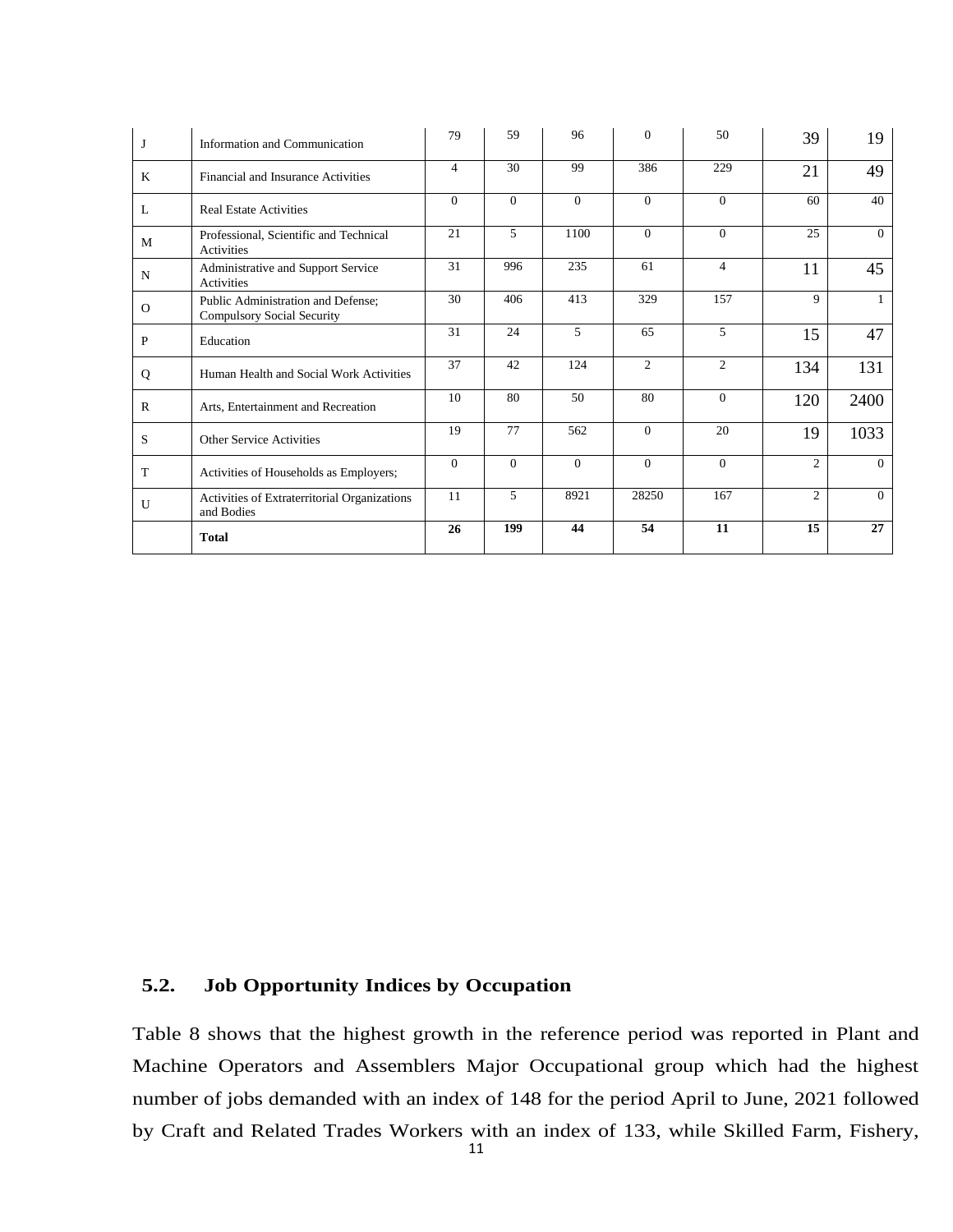| | | | | | | | | |
|---|---|---|---|---|---|---|---|---|
| J | Information and Communication | 79 | 59 | 96 | 0 | 50 | 39 | 19 |
| K | Financial and Insurance Activities | 4 | 30 | 99 | 386 | 229 | 21 | 49 |
| L | Real Estate Activities | 0 | 0 | 0 | 0 | 0 | 60 | 40 |
| M | Professional, Scientific and Technical Activities | 21 | 5 | 1100 | 0 | 0 | 25 | 0 |
| N | Administrative and Support Service Activities | 31 | 996 | 235 | 61 | 4 | 11 | 45 |
| O | Public Administration and Defense; Compulsory Social Security | 30 | 406 | 413 | 329 | 157 | 9 | 1 |
| P | Education | 31 | 24 | 5 | 65 | 5 | 15 | 47 |
| Q | Human Health and Social Work Activities | 37 | 42 | 124 | 2 | 2 | 134 | 131 |
| R | Arts, Entertainment and Recreation | 10 | 80 | 50 | 80 | 0 | 120 | 2400 |
| S | Other Service Activities | 19 | 77 | 562 | 0 | 20 | 19 | 1033 |
| T | Activities of Households as Employers; | 0 | 0 | 0 | 0 | 0 | 2 | 0 |
| U | Activities of Extraterritorial Organizations and Bodies | 11 | 5 | 8921 | 28250 | 167 | 2 | 0 |
| | **Total** | **26** | **199** | **44** | **54** | **11** | **15** | **27** |

## 5.2. Job Opportunity Indices by Occupation

Table 8 shows that the highest growth in the reference period was reported in Plant and Machine Operators and Assemblers Major Occupational group which had the highest number of jobs demanded with an index of 148 for the period April to June, 2021 followed by Craft and Related Trades Workers with an index of 133, while Skilled Farm, Fishery,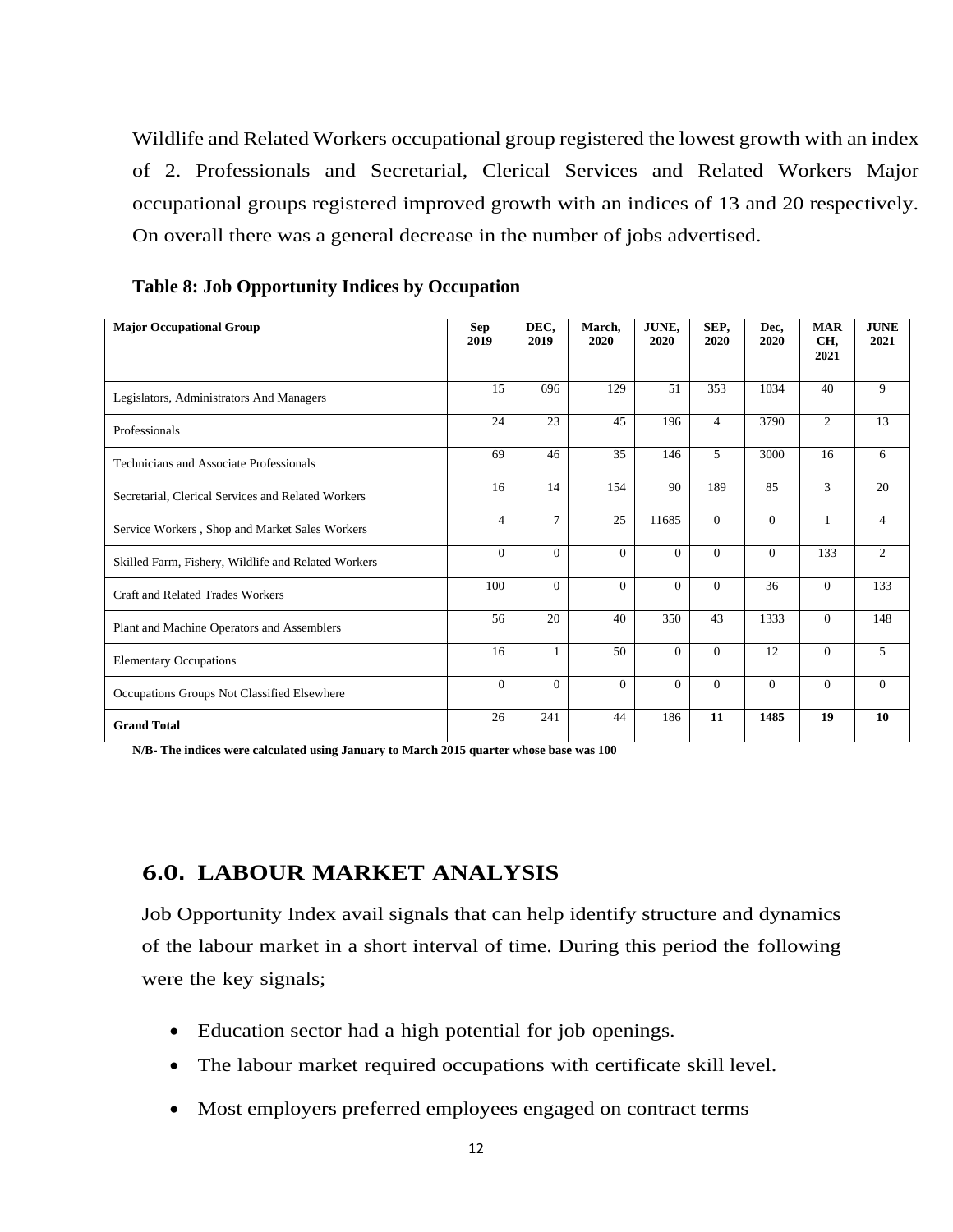Wildlife and Related Workers occupational group registered the lowest growth with an index of 2. Professionals and Secretarial, Clerical Services and Related Workers Major occupational groups registered improved growth with an indices of 13 and 20 respectively. On overall there was a general decrease in the number of jobs advertised.

**Table 8: Job Opportunity Indices by Occupation**

| Major Occupational Group | Sep 2019 | DEC, 2019 | March, 2020 | JUNE, 2020 | SEP, 2020 | Dec, 2020 | MARCH, 2021 | JUNE 2021 |
|---|---|---|---|---|---|---|---|---|
| Legislators, Administrators And Managers | 15 | 696 | 129 | 51 | 353 | 1034 | 40 | 9 |
| Professionals | 24 | 23 | 45 | 196 | 4 | 3790 | 2 | 13 |
| Technicians and Associate Professionals | 69 | 46 | 35 | 146 | 5 | 3000 | 16 | 6 |
| Secretarial, Clerical Services and Related Workers | 16 | 14 | 154 | 90 | 189 | 85 | 3 | 20 |
| Service Workers , Shop and Market Sales Workers | 4 | 7 | 25 | 11685 | 0 | 0 | 1 | 4 |
| Skilled Farm, Fishery, Wildlife and Related Workers | 0 | 0 | 0 | 0 | 0 | 0 | 133 | 2 |
| Craft and Related Trades Workers | 100 | 0 | 0 | 0 | 0 | 36 | 0 | 133 |
| Plant and Machine Operators and Assemblers | 56 | 20 | 40 | 350 | 43 | 1333 | 0 | 148 |
| Elementary Occupations | 16 | 1 | 50 | 0 | 0 | 12 | 0 | 5 |
| Occupations Groups Not Classified Elsewhere | 0 | 0 | 0 | 0 | 0 | 0 | 0 | 0 |
| **Grand Total** | 26 | 241 | 44 | 186 | **11** | **1485** | **19** | **10** |

**N/B- The indices were calculated using January to March 2015 quarter whose base was 100**

## 6.0. LABOUR MARKET ANALYSIS

Job Opportunity Index avail signals that can help identify structure and dynamics of the labour market in a short interval of time. During this period the following were the key signals;

- Education sector had a high potential for job openings.
- The labour market required occupations with certificate skill level.
- Most employers preferred employees engaged on contract terms